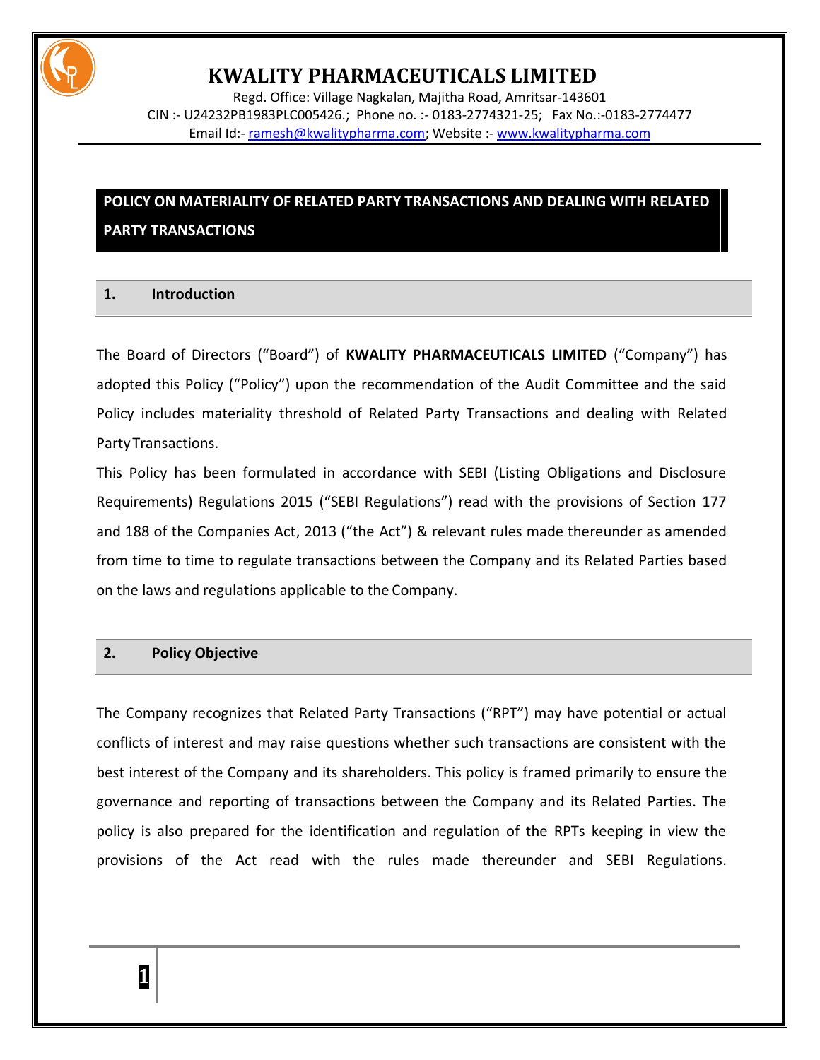# KWALITY PHARMACEUTICALS LIMITED

Regd. Office: Village Nagkalan, Majitha Road, Amritsar-143601
CIN :- U24232PB1983PLC005426.; Phone no. :- 0183-2774321-25; Fax No.:-0183-2774477
Email Id:- ramesh@kwalitypharma.com; Website :- www.kwalitypharma.com

## POLICY ON MATERIALITY OF RELATED PARTY TRANSACTIONS AND DEALING WITH RELATED PARTY TRANSACTIONS

### 1. Introduction

The Board of Directors ("Board") of **KWALITY PHARMACEUTICALS LIMITED** ("Company") has adopted this Policy ("Policy") upon the recommendation of the Audit Committee and the said Policy includes materiality threshold of Related Party Transactions and dealing with Related Party Transactions.

This Policy has been formulated in accordance with SEBI (Listing Obligations and Disclosure Requirements) Regulations 2015 ("SEBI Regulations") read with the provisions of Section 177 and 188 of the Companies Act, 2013 ("the Act") & relevant rules made thereunder as amended from time to time to regulate transactions between the Company and its Related Parties based on the laws and regulations applicable to the Company.

### 2. Policy Objective

The Company recognizes that Related Party Transactions ("RPT") may have potential or actual conflicts of interest and may raise questions whether such transactions are consistent with the best interest of the Company and its shareholders. This policy is framed primarily to ensure the governance and reporting of transactions between the Company and its Related Parties. The policy is also prepared for the identification and regulation of the RPTs keeping in view the provisions of the Act read with the rules made thereunder and SEBI Regulations.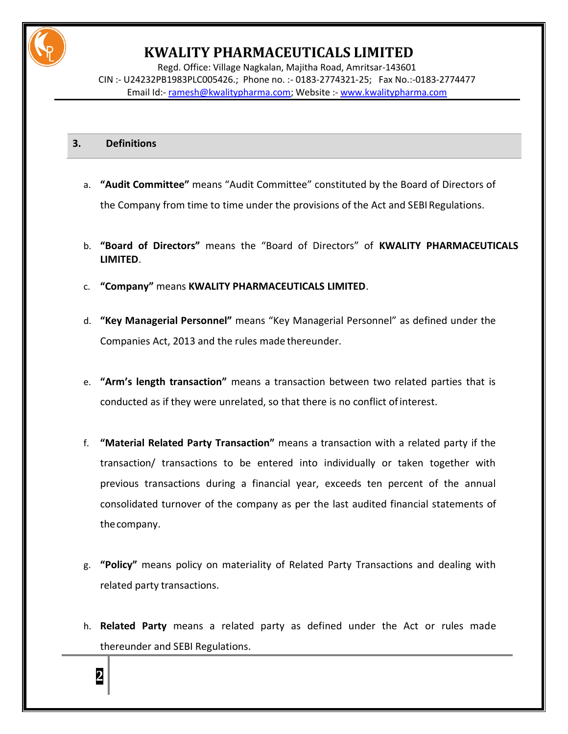## 3. Definitions

a. **"Audit Committee"** means "Audit Committee" constituted by the Board of Directors of the Company from time to time under the provisions of the Act and SEBI Regulations.

b. **"Board of Directors"** means the "Board of Directors" of **KWALITY PHARMACEUTICALS LIMITED**.

c. **"Company"** means **KWALITY PHARMACEUTICALS LIMITED**.

d. **"Key Managerial Personnel"** means "Key Managerial Personnel" as defined under the Companies Act, 2013 and the rules made thereunder.

e. **"Arm's length transaction"** means a transaction between two related parties that is conducted as if they were unrelated, so that there is no conflict of interest.

f. **"Material Related Party Transaction"** means a transaction with a related party if the transaction/ transactions to be entered into individually or taken together with previous transactions during a financial year, exceeds ten percent of the annual consolidated turnover of the company as per the last audited financial statements of the company.

g. **"Policy"** means policy on materiality of Related Party Transactions and dealing with related party transactions.

h. **Related Party** means a related party as defined under the Act or rules made thereunder and SEBI Regulations.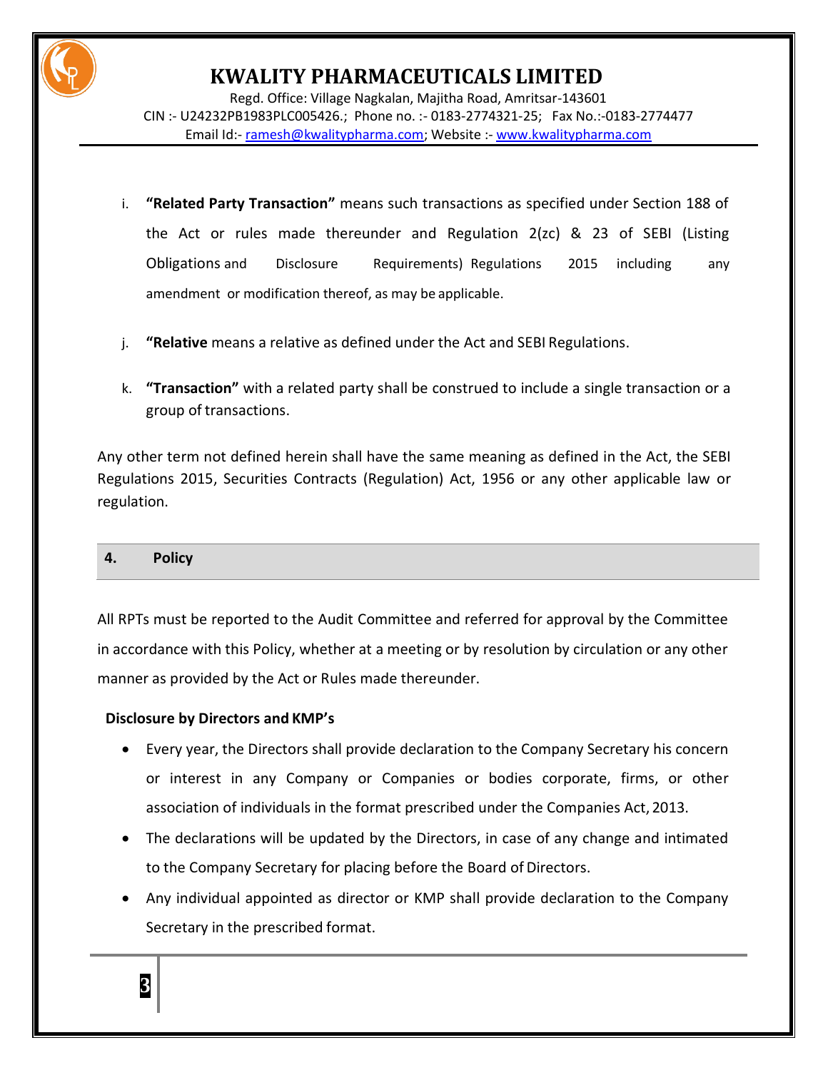i. **"Related Party Transaction"** means such transactions as specified under Section 188 of the Act or rules made thereunder and Regulation 2(zc) & 23 of SEBI (Listing Obligations and Disclosure Requirements) Regulations 2015 including any amendment or modification thereof, as may be applicable.

j. **"Relative** means a relative as defined under the Act and SEBI Regulations.

k. **"Transaction"** with a related party shall be construed to include a single transaction or a group of transactions.

Any other term not defined herein shall have the same meaning as defined in the Act, the SEBI Regulations 2015, Securities Contracts (Regulation) Act, 1956 or any other applicable law or regulation.

## 4. Policy

All RPTs must be reported to the Audit Committee and referred for approval by the Committee in accordance with this Policy, whether at a meeting or by resolution by circulation or any other manner as provided by the Act or Rules made thereunder.

**Disclosure by Directors and KMP's**

- Every year, the Directors shall provide declaration to the Company Secretary his concern or interest in any Company or Companies or bodies corporate, firms, or other association of individuals in the format prescribed under the Companies Act, 2013.
- The declarations will be updated by the Directors, in case of any change and intimated to the Company Secretary for placing before the Board of Directors.
- Any individual appointed as director or KMP shall provide declaration to the Company Secretary in the prescribed format.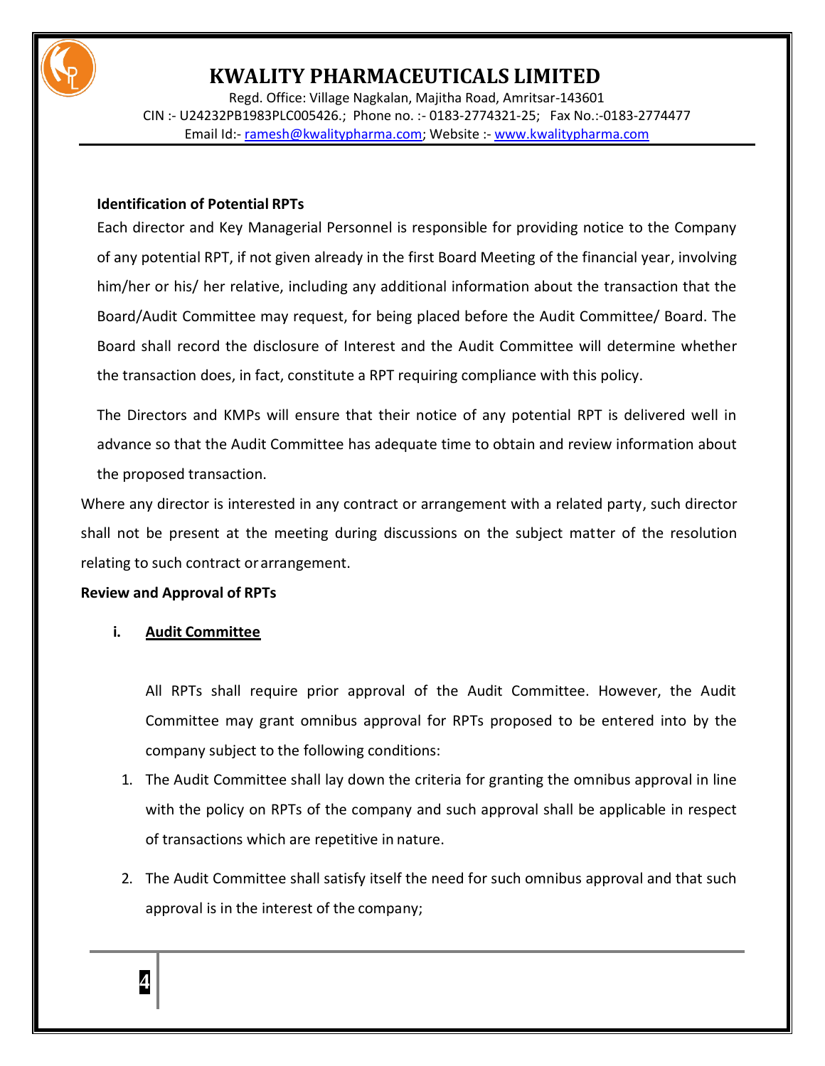**Identification of Potential RPTs**

Each director and Key Managerial Personnel is responsible for providing notice to the Company of any potential RPT, if not given already in the first Board Meeting of the financial year, involving him/her or his/ her relative, including any additional information about the transaction that the Board/Audit Committee may request, for being placed before the Audit Committee/ Board. The Board shall record the disclosure of Interest and the Audit Committee will determine whether the transaction does, in fact, constitute a RPT requiring compliance with this policy.

The Directors and KMPs will ensure that their notice of any potential RPT is delivered well in advance so that the Audit Committee has adequate time to obtain and review information about the proposed transaction.

Where any director is interested in any contract or arrangement with a related party, such director shall not be present at the meeting during discussions on the subject matter of the resolution relating to such contract or arrangement.

**Review and Approval of RPTs**

**i. Audit Committee**

All RPTs shall require prior approval of the Audit Committee. However, the Audit Committee may grant omnibus approval for RPTs proposed to be entered into by the company subject to the following conditions:

1. The Audit Committee shall lay down the criteria for granting the omnibus approval in line with the policy on RPTs of the company and such approval shall be applicable in respect of transactions which are repetitive in nature.
2. The Audit Committee shall satisfy itself the need for such omnibus approval and that such approval is in the interest of the company;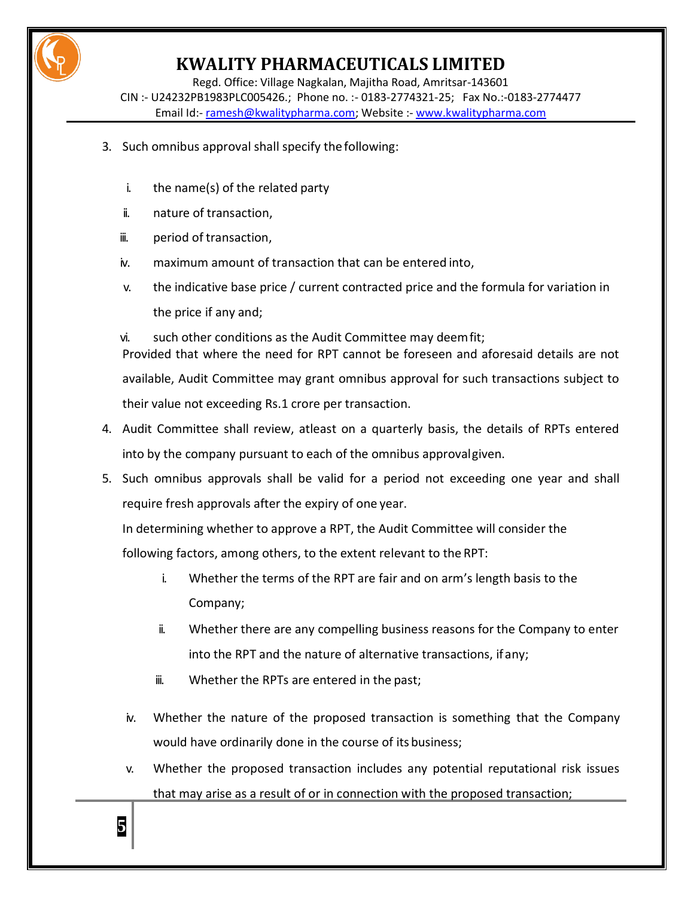3. Such omnibus approval shall specify the following:

    i. the name(s) of the related party
    ii. nature of transaction,
    iii. period of transaction,
    iv. maximum amount of transaction that can be entered into,
    v. the indicative base price / current contracted price and the formula for variation in the price if any and;
    vi. such other conditions as the Audit Committee may deem fit;

    Provided that where the need for RPT cannot be foreseen and aforesaid details are not available, Audit Committee may grant omnibus approval for such transactions subject to their value not exceeding Rs.1 crore per transaction.

4. Audit Committee shall review, atleast on a quarterly basis, the details of RPTs entered into by the company pursuant to each of the omnibus approval given.
5. Such omnibus approvals shall be valid for a period not exceeding one year and shall require fresh approvals after the expiry of one year.

    In determining whether to approve a RPT, the Audit Committee will consider the following factors, among others, to the extent relevant to the RPT:

    i. Whether the terms of the RPT are fair and on arm's length basis to the Company;
    ii. Whether there are any compelling business reasons for the Company to enter into the RPT and the nature of alternative transactions, if any;
    iii. Whether the RPTs are entered in the past;
    iv. Whether the nature of the proposed transaction is something that the Company would have ordinarily done in the course of its business;
    v. Whether the proposed transaction includes any potential reputational risk issues that may arise as a result of or in connection with the proposed transaction;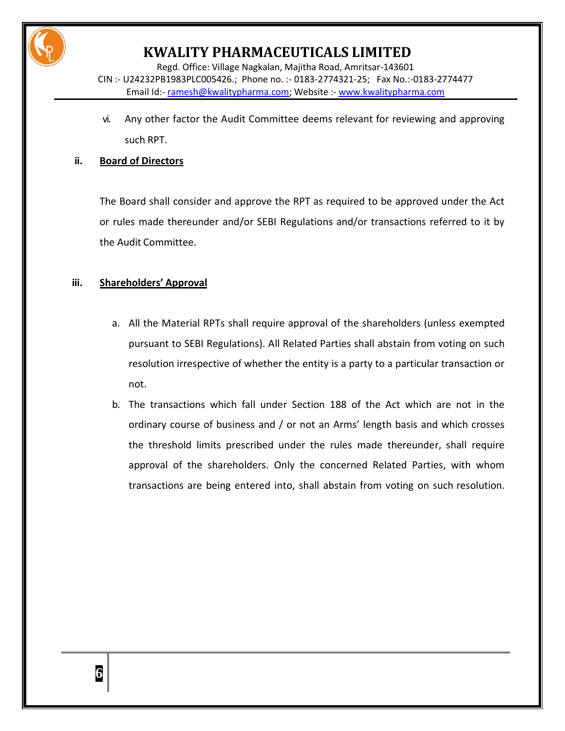vi. Any other factor the Audit Committee deems relevant for reviewing and approving such RPT.

**ii. <u>Board of Directors</u>**

The Board shall consider and approve the RPT as required to be approved under the Act or rules made thereunder and/or SEBI Regulations and/or transactions referred to it by the Audit Committee.

**iii. <u>Shareholders' Approval</u>**

a. All the Material RPTs shall require approval of the shareholders (unless exempted pursuant to SEBI Regulations). All Related Parties shall abstain from voting on such resolution irrespective of whether the entity is a party to a particular transaction or not.

b. The transactions which fall under Section 188 of the Act which are not in the ordinary course of business and / or not an Arms' length basis and which crosses the threshold limits prescribed under the rules made thereunder, shall require approval of the shareholders. Only the concerned Related Parties, with whom transactions are being entered into, shall abstain from voting on such resolution.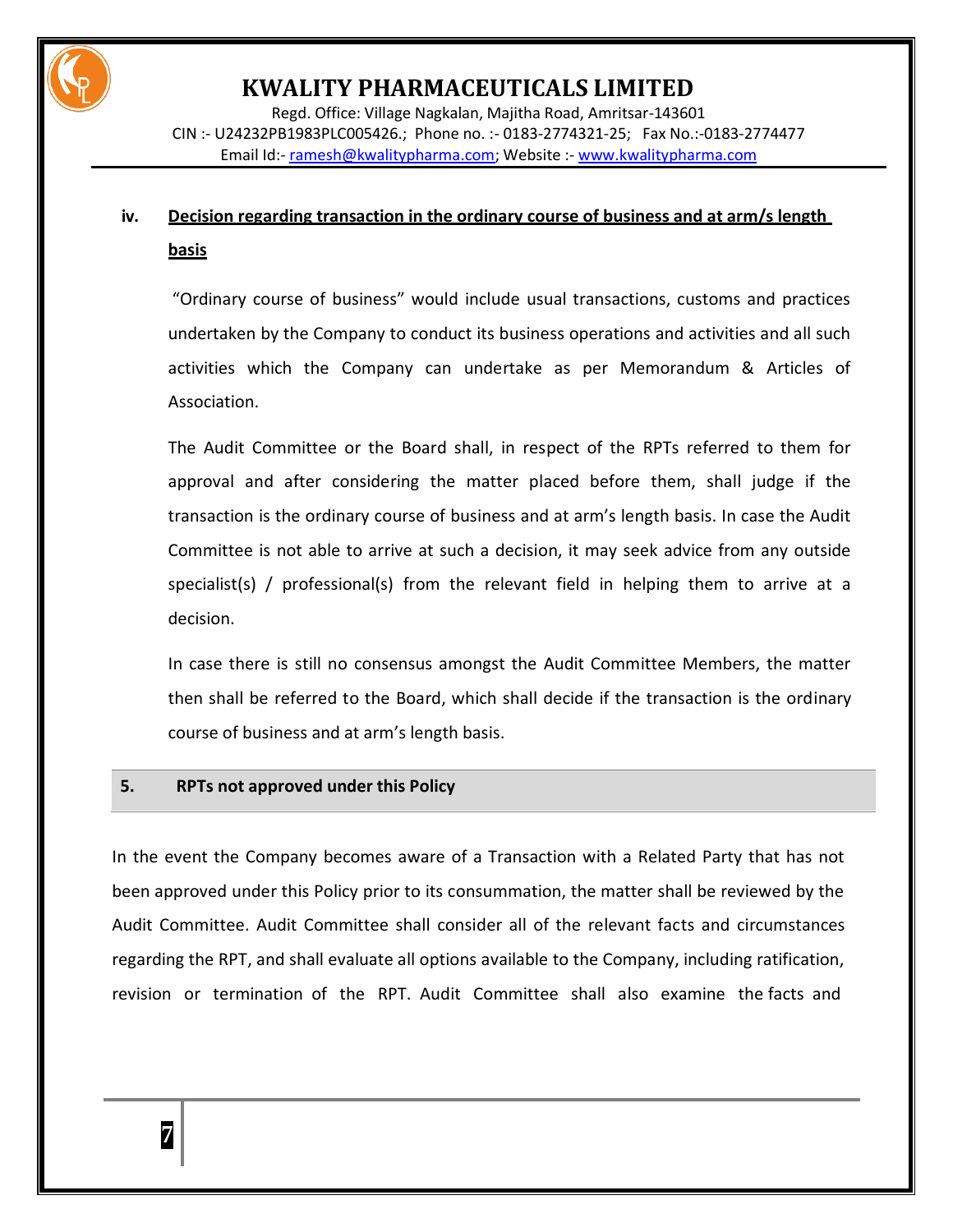**iv. Decision regarding transaction in the ordinary course of business and at arm/s length basis**

"Ordinary course of business" would include usual transactions, customs and practices undertaken by the Company to conduct its business operations and activities and all such activities which the Company can undertake as per Memorandum & Articles of Association.

The Audit Committee or the Board shall, in respect of the RPTs referred to them for approval and after considering the matter placed before them, shall judge if the transaction is the ordinary course of business and at arm's length basis. In case the Audit Committee is not able to arrive at such a decision, it may seek advice from any outside specialist(s) / professional(s) from the relevant field in helping them to arrive at a decision.

In case there is still no consensus amongst the Audit Committee Members, the matter then shall be referred to the Board, which shall decide if the transaction is the ordinary course of business and at arm's length basis.

## 5. RPTs not approved under this Policy

In the event the Company becomes aware of a Transaction with a Related Party that has not been approved under this Policy prior to its consummation, the matter shall be reviewed by the Audit Committee. Audit Committee shall consider all of the relevant facts and circumstances regarding the RPT, and shall evaluate all options available to the Company, including ratification, revision or termination of the RPT. Audit Committee shall also examine the facts and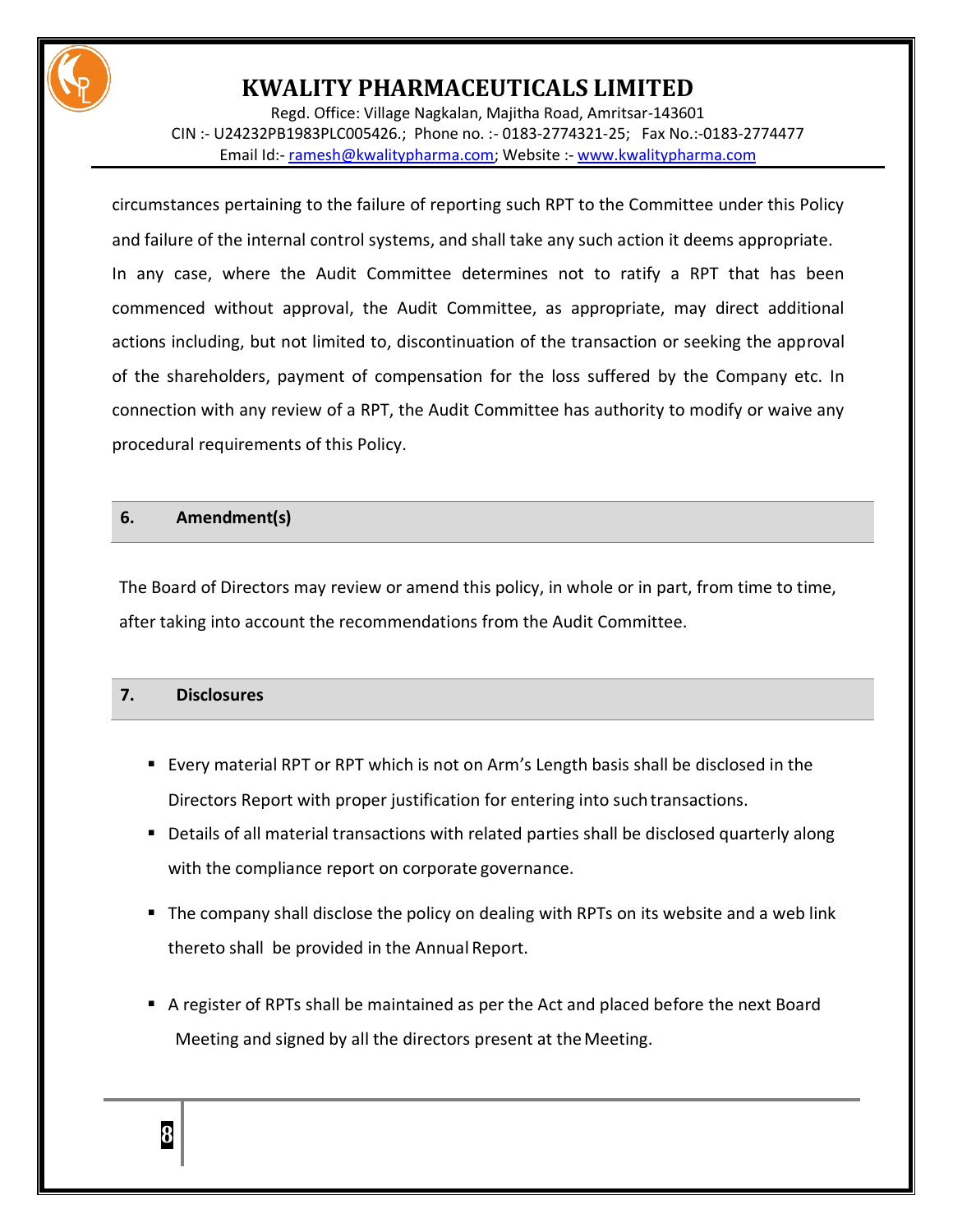circumstances pertaining to the failure of reporting such RPT to the Committee under this Policy and failure of the internal control systems, and shall take any such action it deems appropriate. In any case, where the Audit Committee determines not to ratify a RPT that has been commenced without approval, the Audit Committee, as appropriate, may direct additional actions including, but not limited to, discontinuation of the transaction or seeking the approval of the shareholders, payment of compensation for the loss suffered by the Company etc. In connection with any review of a RPT, the Audit Committee has authority to modify or waive any procedural requirements of this Policy.

## 6. Amendment(s)

The Board of Directors may review or amend this policy, in whole or in part, from time to time, after taking into account the recommendations from the Audit Committee.

## 7. Disclosures

- Every material RPT or RPT which is not on Arm's Length basis shall be disclosed in the Directors Report with proper justification for entering into such transactions.
- Details of all material transactions with related parties shall be disclosed quarterly along with the compliance report on corporate governance.
- The company shall disclose the policy on dealing with RPTs on its website and a web link thereto shall be provided in the Annual Report.
- A register of RPTs shall be maintained as per the Act and placed before the next Board Meeting and signed by all the directors present at the Meeting.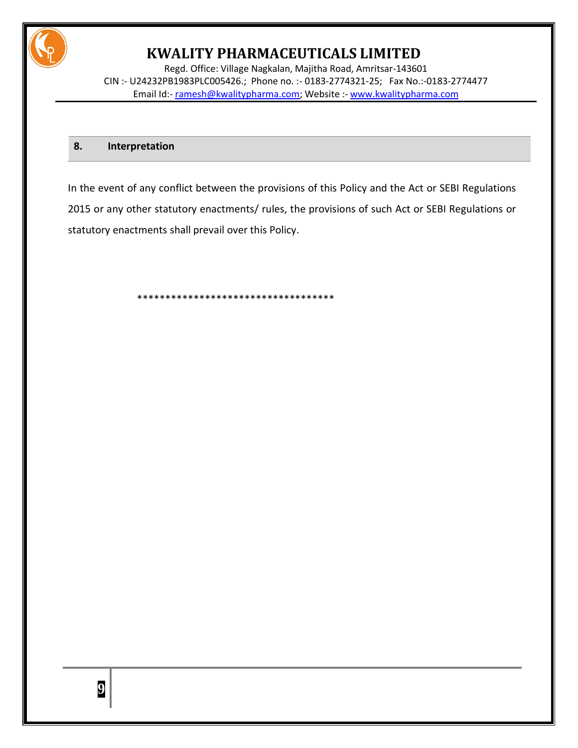## 8. Interpretation

In the event of any conflict between the provisions of this Policy and the Act or SEBI Regulations 2015 or any other statutory enactments/ rules, the provisions of such Act or SEBI Regulations or statutory enactments shall prevail over this Policy.

***********************************